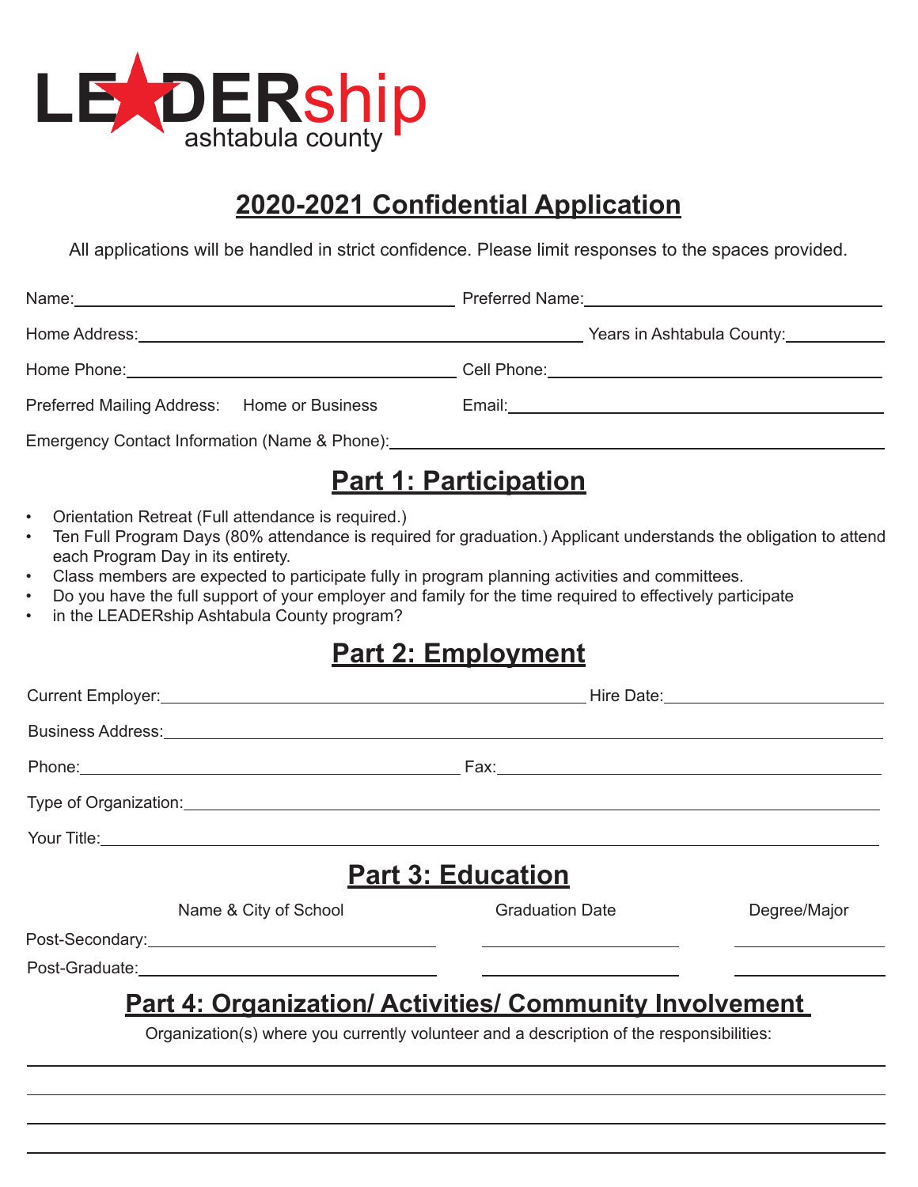# LEADERship ashtabula county

## 2020-2021 Confidential Application

All applications will be handled in strict confidence. Please limit responses to the spaces provided.

Name:\_\_\_\_\_\_\_\_\_\_\_\_\_\_\_\_\_\_\_\_\_\_\_\_\_\_\_\_\_\_ Preferred Name:\_\_\_\_\_\_\_\_\_\_\_\_\_\_\_\_\_\_\_\_\_\_\_\_\_\_\_\_\_\_

Home Address:\_\_\_\_\_\_\_\_\_\_\_\_\_\_\_\_\_\_\_\_\_\_\_\_\_\_\_\_\_\_\_\_\_\_\_\_ Years in Ashtabula County:\_\_\_\_\_\_\_\_

Home Phone:\_\_\_\_\_\_\_\_\_\_\_\_\_\_\_\_\_\_\_\_\_\_\_\_\_\_\_\_\_\_ Cell Phone:\_\_\_\_\_\_\_\_\_\_\_\_\_\_\_\_\_\_\_\_\_\_\_\_\_\_\_\_\_\_

Preferred Mailing Address: Home or Business Email:\_\_\_\_\_\_\_\_\_\_\_\_\_\_\_\_\_\_\_\_\_\_\_\_\_\_\_\_\_\_

Emergency Contact Information (Name & Phone):\_\_\_\_\_\_\_\_\_\_\_\_\_\_\_\_\_\_\_\_\_\_\_\_\_\_\_\_\_\_\_\_\_\_\_\_\_\_\_\_

## Part 1: Participation

- Orientation Retreat (Full attendance is required.)
- Ten Full Program Days (80% attendance is required for graduation.) Applicant understands the obligation to attend each Program Day in its entirety.
- Class members are expected to participate fully in program planning activities and committees.
- Do you have the full support of your employer and family for the time required to effectively participate
- in the LEADERship Ashtabula County program?

## Part 2: Employment

Current Employer:\_\_\_\_\_\_\_\_\_\_\_\_\_\_\_\_\_\_\_\_\_\_\_\_\_\_\_\_\_\_\_\_\_\_\_\_ Hire Date:\_\_\_\_\_\_\_\_\_\_\_\_\_\_\_\_\_\_

Business Address:\_\_\_\_\_\_\_\_\_\_\_\_\_\_\_\_\_\_\_\_\_\_\_\_\_\_\_\_\_\_\_\_\_\_\_\_\_\_\_\_\_\_\_\_\_\_\_\_\_\_\_\_\_\_\_\_\_\_\_\_

Phone:\_\_\_\_\_\_\_\_\_\_\_\_\_\_\_\_\_\_\_\_\_\_\_\_\_\_\_\_\_\_\_\_ Fax:\_\_\_\_\_\_\_\_\_\_\_\_\_\_\_\_\_\_\_\_\_\_\_\_\_\_\_\_\_\_\_\_

Type of Organization:\_\_\_\_\_\_\_\_\_\_\_\_\_\_\_\_\_\_\_\_\_\_\_\_\_\_\_\_\_\_\_\_\_\_\_\_\_\_\_\_\_\_\_\_\_\_\_\_\_\_\_\_\_\_\_\_

Your Title:\_\_\_\_\_\_\_\_\_\_\_\_\_\_\_\_\_\_\_\_\_\_\_\_\_\_\_\_\_\_\_\_\_\_\_\_\_\_\_\_\_\_\_\_\_\_\_\_\_\_\_\_\_\_\_\_\_\_\_\_\_\_\_\_\_\_

## Part 3: Education

| | Name & City of School | Graduation Date | Degree/Major |
|---|---|---|---|
| Post-Secondary: | | | |
| Post-Graduate: | | | |

## Part 4: Organization/ Activities/ Community Involvement

Organization(s) where you currently volunteer and a description of the responsibilities:

\_\_\_\_\_\_\_\_\_\_\_\_\_\_\_\_\_\_\_\_\_\_\_\_\_\_\_\_\_\_\_\_\_\_\_\_\_\_\_\_\_\_\_\_\_\_\_\_\_\_\_\_\_\_\_\_\_\_\_\_\_\_\_\_\_\_\_\_\_\_\_\_\_\_\_\_

\_\_\_\_\_\_\_\_\_\_\_\_\_\_\_\_\_\_\_\_\_\_\_\_\_\_\_\_\_\_\_\_\_\_\_\_\_\_\_\_\_\_\_\_\_\_\_\_\_\_\_\_\_\_\_\_\_\_\_\_\_\_\_\_\_\_\_\_\_\_\_\_\_\_\_\_

\_\_\_\_\_\_\_\_\_\_\_\_\_\_\_\_\_\_\_\_\_\_\_\_\_\_\_\_\_\_\_\_\_\_\_\_\_\_\_\_\_\_\_\_\_\_\_\_\_\_\_\_\_\_\_\_\_\_\_\_\_\_\_\_\_\_\_\_\_\_\_\_\_\_\_\_

\_\_\_\_\_\_\_\_\_\_\_\_\_\_\_\_\_\_\_\_\_\_\_\_\_\_\_\_\_\_\_\_\_\_\_\_\_\_\_\_\_\_\_\_\_\_\_\_\_\_\_\_\_\_\_\_\_\_\_\_\_\_\_\_\_\_\_\_\_\_\_\_\_\_\_\_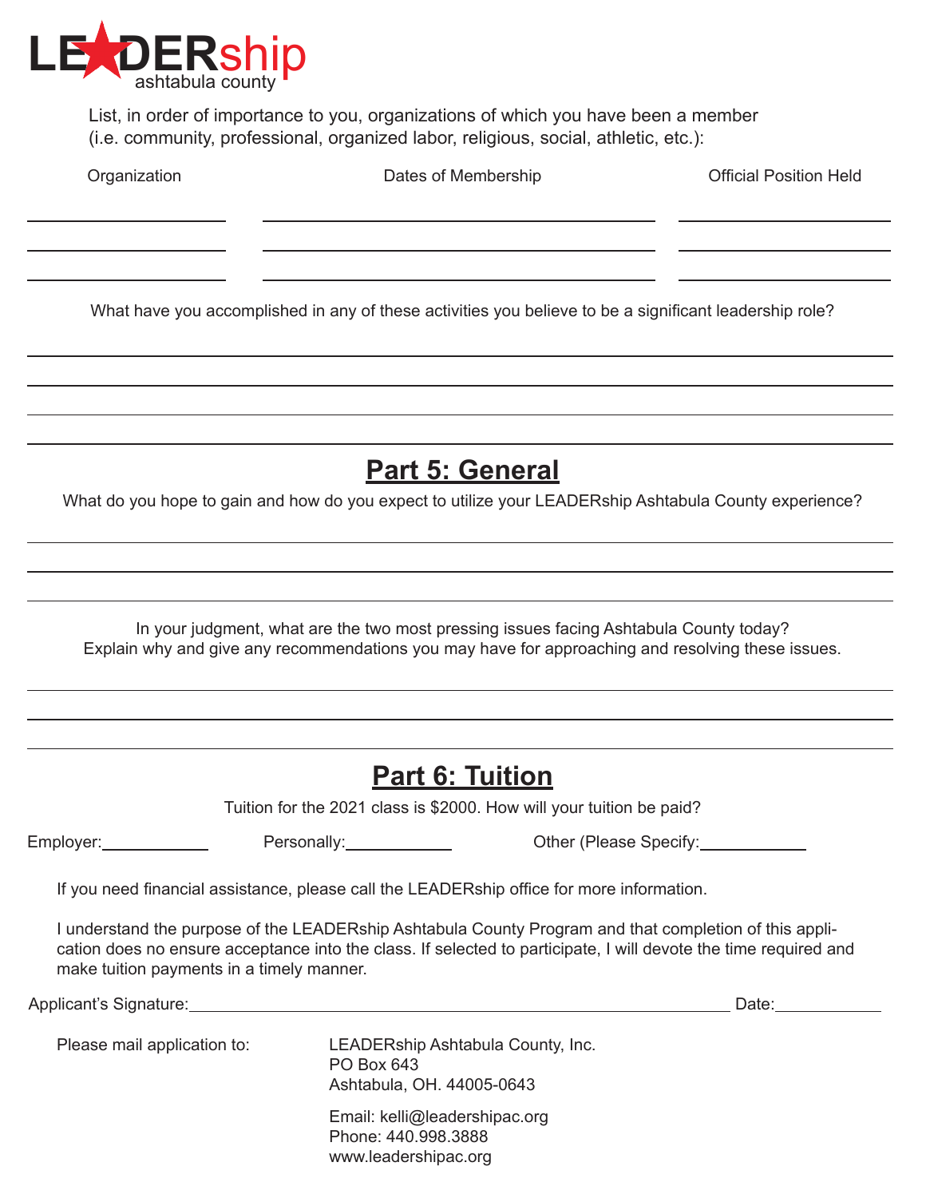LEADERship ashtabula county

List, in order of importance to you, organizations of which you have been a member (i.e. community, professional, organized labor, religious, social, athletic, etc.):

| Organization | Dates of Membership | Official Position Held |
|---|---|---|
| | | |
| | | |
| | | |

What have you accomplished in any of these activities you believe to be a significant leadership role?

______________________________________________

______________________________________________

______________________________________________

______________________________________________

## Part 5: General

What do you hope to gain and how do you expect to utilize your LEADERship Ashtabula County experience?

______________________________________________

______________________________________________

______________________________________________

In your judgment, what are the two most pressing issues facing Ashtabula County today? Explain why and give any recommendations you may have for approaching and resolving these issues.

______________________________________________

______________________________________________

______________________________________________

## Part 6: Tuition

Tuition for the 2021 class is $2000. How will your tuition be paid?

Employer:__________ Personally:__________ Other (Please Specify:__________

If you need financial assistance, please call the LEADERship office for more information.

I understand the purpose of the LEADERship Ashtabula County Program and that completion of this application does no ensure acceptance into the class. If selected to participate, I will devote the time required and make tuition payments in a timely manner.

Applicant's Signature:______________________________ Date:__________

Please mail application to:

LEADERship Ashtabula County, Inc.
PO Box 643
Ashtabula, OH. 44005-0643

Email: kelli@leadershipac.org
Phone: 440.998.3888
www.leadershipac.org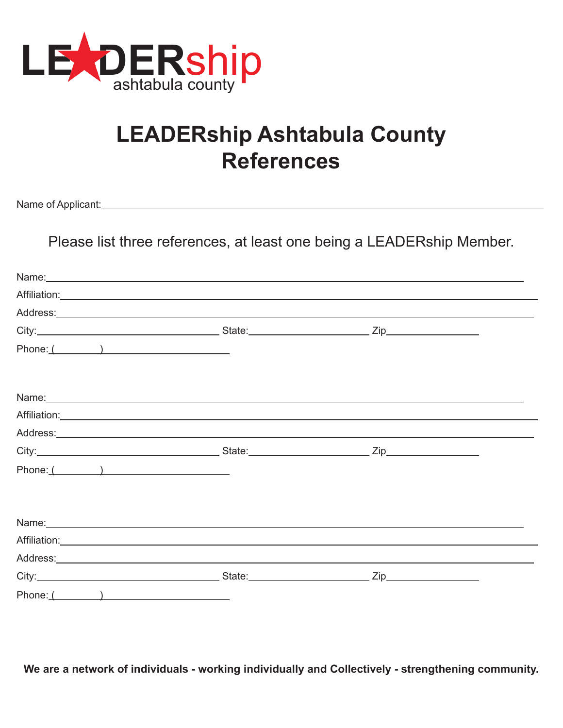LEADERship ashtabula county

# LEADERship Ashtabula County References

Name of Applicant:\_\_\_\_\_\_\_\_\_\_\_\_\_\_\_\_\_\_\_\_\_\_\_\_\_\_\_\_\_\_\_\_\_\_\_\_\_\_\_\_\_\_\_\_\_\_\_\_\_\_\_\_\_\_\_\_\_\_\_\_

Please list three references, at least one being a LEADERship Member.

Name:\_\_\_\_\_\_\_\_\_\_\_\_\_\_\_\_\_\_\_\_\_\_\_\_\_\_\_\_\_\_\_\_\_\_\_\_\_\_\_\_\_\_\_\_\_\_\_\_\_\_\_\_\_\_\_\_\_\_\_\_

Affiliation:\_\_\_\_\_\_\_\_\_\_\_\_\_\_\_\_\_\_\_\_\_\_\_\_\_\_\_\_\_\_\_\_\_\_\_\_\_\_\_\_\_\_\_\_\_\_\_\_\_\_\_\_\_\_\_\_\_

Address:\_\_\_\_\_\_\_\_\_\_\_\_\_\_\_\_\_\_\_\_\_\_\_\_\_\_\_\_\_\_\_\_\_\_\_\_\_\_\_\_\_\_\_\_\_\_\_\_\_\_\_\_\_\_\_\_\_\_

City:\_\_\_\_\_\_\_\_\_\_\_\_\_\_\_\_\_\_\_\_\_\_\_\_ State:\_\_\_\_\_\_\_\_\_\_\_\_\_\_\_\_ Zip\_\_\_\_\_\_\_\_\_\_\_\_

Phone: (\_\_\_\_\_\_\_\_)\_\_\_\_\_\_\_\_\_\_\_\_\_\_\_\_\_\_\_\_

Name:\_\_\_\_\_\_\_\_\_\_\_\_\_\_\_\_\_\_\_\_\_\_\_\_\_\_\_\_\_\_\_\_\_\_\_\_\_\_\_\_\_\_\_\_\_\_\_\_\_\_\_\_\_\_\_\_\_\_\_\_

Affiliation:\_\_\_\_\_\_\_\_\_\_\_\_\_\_\_\_\_\_\_\_\_\_\_\_\_\_\_\_\_\_\_\_\_\_\_\_\_\_\_\_\_\_\_\_\_\_\_\_\_\_\_\_\_\_\_\_\_

Address:\_\_\_\_\_\_\_\_\_\_\_\_\_\_\_\_\_\_\_\_\_\_\_\_\_\_\_\_\_\_\_\_\_\_\_\_\_\_\_\_\_\_\_\_\_\_\_\_\_\_\_\_\_\_\_\_\_\_

City:\_\_\_\_\_\_\_\_\_\_\_\_\_\_\_\_\_\_\_\_\_\_\_\_ State:\_\_\_\_\_\_\_\_\_\_\_\_\_\_\_\_ Zip\_\_\_\_\_\_\_\_\_\_\_\_

Phone: (\_\_\_\_\_\_\_\_)\_\_\_\_\_\_\_\_\_\_\_\_\_\_\_\_\_\_\_\_

Name:\_\_\_\_\_\_\_\_\_\_\_\_\_\_\_\_\_\_\_\_\_\_\_\_\_\_\_\_\_\_\_\_\_\_\_\_\_\_\_\_\_\_\_\_\_\_\_\_\_\_\_\_\_\_\_\_\_\_\_\_

Affiliation:\_\_\_\_\_\_\_\_\_\_\_\_\_\_\_\_\_\_\_\_\_\_\_\_\_\_\_\_\_\_\_\_\_\_\_\_\_\_\_\_\_\_\_\_\_\_\_\_\_\_\_\_\_\_\_\_\_

Address:\_\_\_\_\_\_\_\_\_\_\_\_\_\_\_\_\_\_\_\_\_\_\_\_\_\_\_\_\_\_\_\_\_\_\_\_\_\_\_\_\_\_\_\_\_\_\_\_\_\_\_\_\_\_\_\_\_\_

City:\_\_\_\_\_\_\_\_\_\_\_\_\_\_\_\_\_\_\_\_\_\_\_\_ State:\_\_\_\_\_\_\_\_\_\_\_\_\_\_\_\_ Zip\_\_\_\_\_\_\_\_\_\_\_\_

Phone: (\_\_\_\_\_\_\_\_)\_\_\_\_\_\_\_\_\_\_\_\_\_\_\_\_\_\_\_\_

**We are a network of individuals - working individually and Collectively - strengthening community.**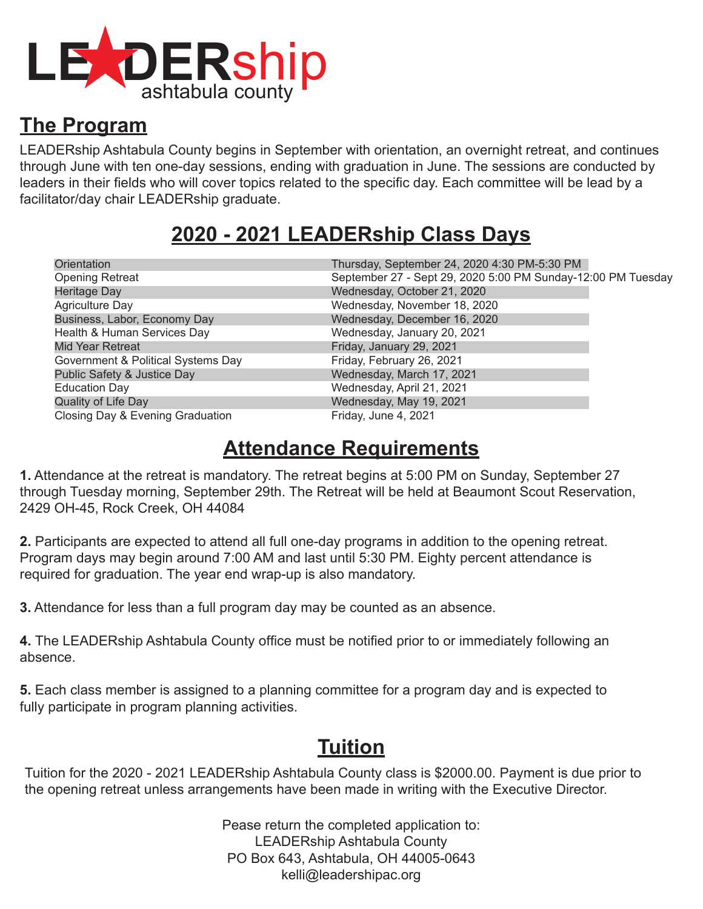LEADERship
ashtabula county

## The Program

LEADERship Ashtabula County begins in September with orientation, an overnight retreat, and continues through June with ten one-day sessions, ending with graduation in June. The sessions are conducted by leaders in their fields who will cover topics related to the specific day. Each committee will be lead by a facilitator/day chair LEADERship graduate.

## 2020 - 2021 LEADERship Class Days

| | |
|---|---|
| Orientation | Thursday, September 24, 2020 4:30 PM-5:30 PM |
| Opening Retreat | September 27 - Sept 29, 2020 5:00 PM Sunday-12:00 PM Tuesday |
| Heritage Day | Wednesday, October 21, 2020 |
| Agriculture Day | Wednesday, November 18, 2020 |
| Business, Labor, Economy Day | Wednesday, December 16, 2020 |
| Health & Human Services Day | Wednesday, January 20, 2021 |
| Mid Year Retreat | Friday, January 29, 2021 |
| Government & Political Systems Day | Friday, February 26, 2021 |
| Public Safety & Justice Day | Wednesday, March 17, 2021 |
| Education Day | Wednesday, April 21, 2021 |
| Quality of Life Day | Wednesday, May 19, 2021 |
| Closing Day & Evening Graduation | Friday, June 4, 2021 |

## Attendance Requirements

**1.** Attendance at the retreat is mandatory. The retreat begins at 5:00 PM on Sunday, September 27 through Tuesday morning, September 29th. The Retreat will be held at Beaumont Scout Reservation, 2429 OH-45, Rock Creek, OH 44084

**2.** Participants are expected to attend all full one-day programs in addition to the opening retreat. Program days may begin around 7:00 AM and last until 5:30 PM. Eighty percent attendance is required for graduation. The year end wrap-up is also mandatory.

**3.** Attendance for less than a full program day may be counted as an absence.

**4.** The LEADERship Ashtabula County office must be notified prior to or immediately following an absence.

**5.** Each class member is assigned to a planning committee for a program day and is expected to fully participate in program planning activities.

## Tuition

Tuition for the 2020 - 2021 LEADERship Ashtabula County class is $2000.00. Payment is due prior to the opening retreat unless arrangements have been made in writing with the Executive Director.

Pease return the completed application to:
LEADERship Ashtabula County
PO Box 643, Ashtabula, OH 44005-0643
kelli@leadershipac.org